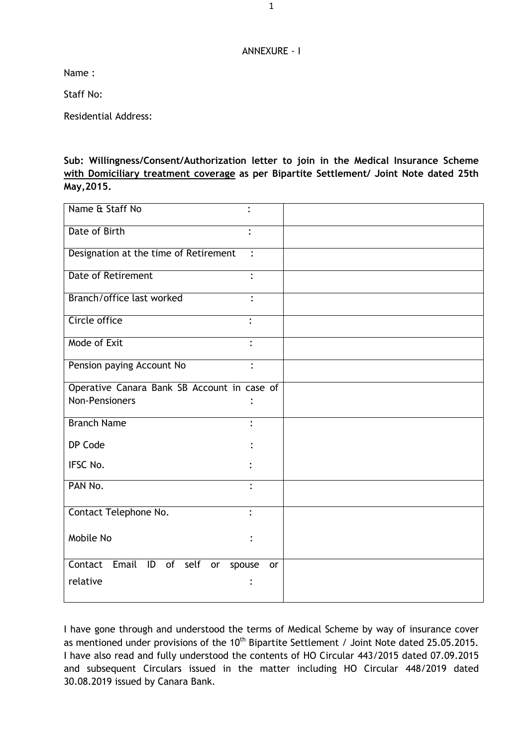ANNEXURE - I

Name :

Staff No:

Residential Address:

**Sub: Willingness/Consent/Authorization letter to join in the Medical Insurance Scheme <u>with Domiciliary treatment coverage</u> as per Bipartite Settlement/ Joint Note dated 25th May,2015.**

| | |
|---|---|
| Name & Staff No : | |
| Date of Birth : | |
| Designation at the time of Retirement : | |
| Date of Retirement : | |
| Branch/office last worked : | |
| Circle office : | |
| Mode of Exit : | |
| Pension paying Account No : | |
| Operative Canara Bank SB Account in case of Non-Pensioners : | |
| Branch Name :<br>DP Code :<br>IFSC No. : | |
| PAN No. : | |
| Contact Telephone No. :<br>Mobile No : | |
| Contact Email ID of self or spouse or relative : | |

I have gone through and understood the terms of Medical Scheme by way of insurance cover as mentioned under provisions of the 10th Bipartite Settlement / Joint Note dated 25.05.2015. I have also read and fully understood the contents of HO Circular 443/2015 dated 07.09.2015 and subsequent Circulars issued in the matter including HO Circular 448/2019 dated 30.08.2019 issued by Canara Bank.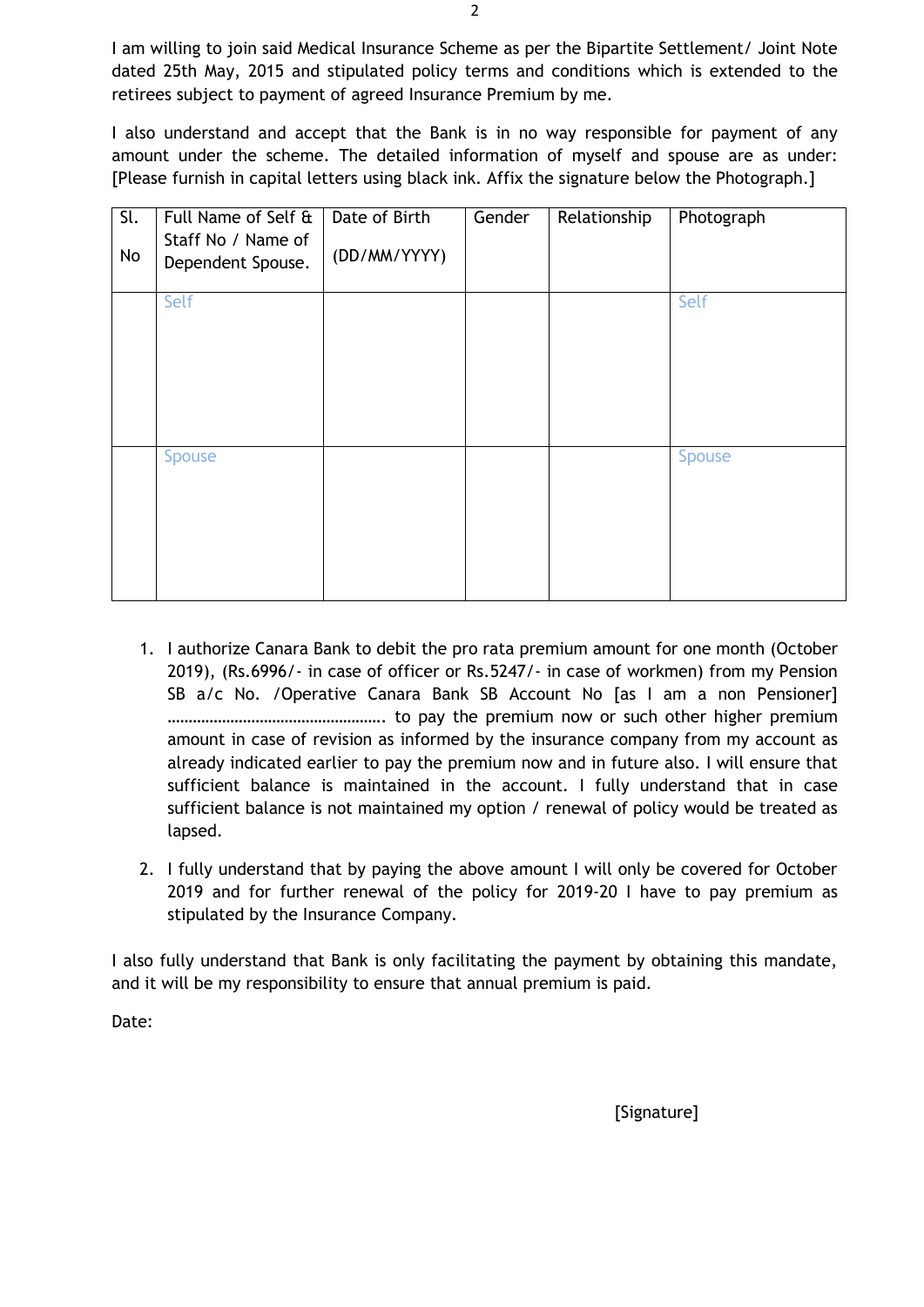I am willing to join said Medical Insurance Scheme as per the Bipartite Settlement/ Joint Note dated 25th May, 2015 and stipulated policy terms and conditions which is extended to the retirees subject to payment of agreed Insurance Premium by me.

I also understand and accept that the Bank is in no way responsible for payment of any amount under the scheme. The detailed information of myself and spouse are as under: [Please furnish in capital letters using black ink. Affix the signature below the Photograph.]

| Sl. No | Full Name of Self & Staff No / Name of Dependent Spouse. | Date of Birth (DD/MM/YYYY) | Gender | Relationship | Photograph |
|---|---|---|---|---|---|
| | Self | | | | Self |
| | Spouse | | | | Spouse |

1. I authorize Canara Bank to debit the pro rata premium amount for one month (October 2019), (Rs.6996/- in case of officer or Rs.5247/- in case of workmen) from my Pension SB a/c No. /Operative Canara Bank SB Account No [as I am a non Pensioner] ……………………………………………. to pay the premium now or such other higher premium amount in case of revision as informed by the insurance company from my account as already indicated earlier to pay the premium now and in future also. I will ensure that sufficient balance is maintained in the account. I fully understand that in case sufficient balance is not maintained my option / renewal of policy would be treated as lapsed.

2. I fully understand that by paying the above amount I will only be covered for October 2019 and for further renewal of the policy for 2019-20 I have to pay premium as stipulated by the Insurance Company.

I also fully understand that Bank is only facilitating the payment by obtaining this mandate, and it will be my responsibility to ensure that annual premium is paid.

Date:

[Signature]